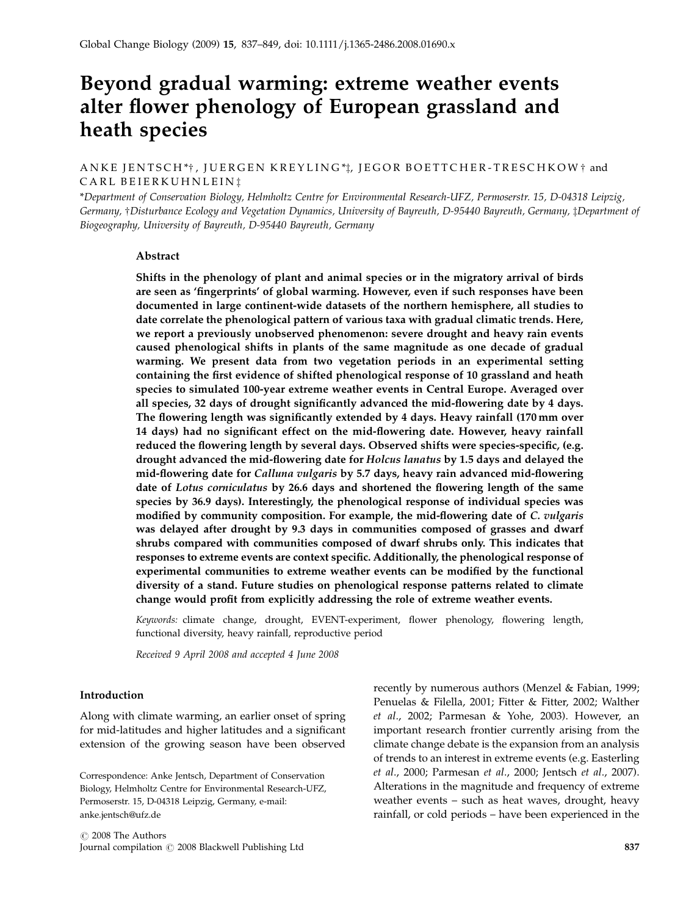# Beyond gradual warming: extreme weather events alter flower phenology of European grassland and heath species

ANKE JENTSCH*†, JUERGEN KREYLING*‡, JEGOR BOETTCHER-TRESCHKOW† and CARL BEIERKUHNLEIN‡

*Department of Conservation Biology, Helmholtz Centre for Environmental Research-UFZ, Permoserstr. 15, D-04318 Leipzig, Germany, †Disturbance Ecology and Vegetation Dynamics, University of Bayreuth, D-95440 Bayreuth, Germany, ‡Department of Biogeography, University of Bayreuth, D-95440 Bayreuth, Germany

## Abstract

**Shifts in the phenology of plant and animal species or in the migratory arrival of birds are seen as 'fingerprints' of global warming. However, even if such responses have been documented in large continent-wide datasets of the northern hemisphere, all studies to date correlate the phenological pattern of various taxa with gradual climatic trends. Here, we report a previously unobserved phenomenon: severe drought and heavy rain events caused phenological shifts in plants of the same magnitude as one decade of gradual warming. We present data from two vegetation periods in an experimental setting containing the first evidence of shifted phenological response of 10 grassland and heath species to simulated 100-year extreme weather events in Central Europe. Averaged over all species, 32 days of drought significantly advanced the mid-flowering date by 4 days. The flowering length was significantly extended by 4 days. Heavy rainfall (170 mm over 14 days) had no significant effect on the mid-flowering date. However, heavy rainfall reduced the flowering length by several days. Observed shifts were species-specific, (e.g. drought advanced the mid-flowering date for *Holcus lanatus* by 1.5 days and delayed the mid-flowering date for *Calluna vulgaris* by 5.7 days, heavy rain advanced mid-flowering date of *Lotus corniculatus* by 26.6 days and shortened the flowering length of the same species by 36.9 days). Interestingly, the phenological response of individual species was modified by community composition. For example, the mid-flowering date of *C. vulgaris* was delayed after drought by 9.3 days in communities composed of grasses and dwarf shrubs compared with communities composed of dwarf shrubs only. This indicates that responses to extreme events are context specific. Additionally, the phenological response of experimental communities to extreme weather events can be modified by the functional diversity of a stand. Future studies on phenological response patterns related to climate change would profit from explicitly addressing the role of extreme weather events.**

*Keywords:* climate change, drought, EVENT-experiment, flower phenology, flowering length, functional diversity, heavy rainfall, reproductive period

*Received 9 April 2008 and accepted 4 June 2008*

Correspondence: Anke Jentsch, Department of Conservation Biology, Helmholtz Centre for Environmental Research-UFZ, Permoserstr. 15, D-04318 Leipzig, Germany, e-mail: anke.jentsch@ufz.de

## Introduction

Along with climate warming, an earlier onset of spring for mid-latitudes and higher latitudes and a significant extension of the growing season have been observed recently by numerous authors (Menzel & Fabian, 1999; Penuelas & Filella, 2001; Fitter & Fitter, 2002; Walther *et al.*, 2002; Parmesan & Yohe, 2003). However, an important research frontier currently arising from the climate change debate is the expansion from an analysis of trends to an interest in extreme events (e.g. Easterling *et al.*, 2000; Parmesan *et al.*, 2000; Jentsch *et al.*, 2007). Alterations in the magnitude and frequency of extreme weather events – such as heat waves, drought, heavy rainfall, or cold periods – have been experienced in the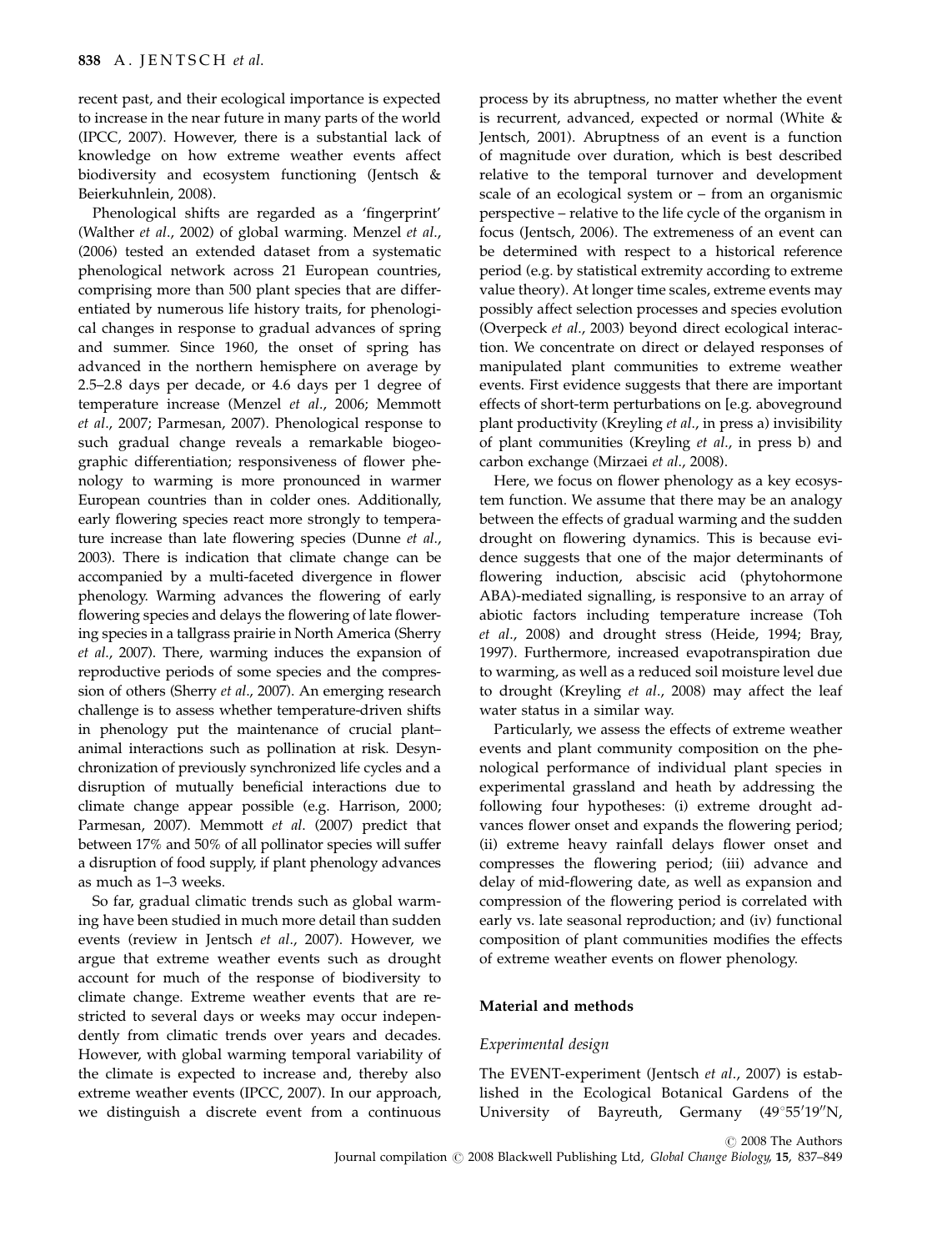recent past, and their ecological importance is expected to increase in the near future in many parts of the world (IPCC, 2007). However, there is a substantial lack of knowledge on how extreme weather events affect biodiversity and ecosystem functioning (Jentsch & Beierkuhnlein, 2008).

Phenological shifts are regarded as a 'fingerprint' (Walther *et al.*, 2002) of global warming. Menzel *et al.*, (2006) tested an extended dataset from a systematic phenological network across 21 European countries, comprising more than 500 plant species that are differentiated by numerous life history traits, for phenological changes in response to gradual advances of spring and summer. Since 1960, the onset of spring has advanced in the northern hemisphere on average by 2.5–2.8 days per decade, or 4.6 days per 1 degree of temperature increase (Menzel *et al.*, 2006; Memmott *et al.*, 2007; Parmesan, 2007). Phenological response to such gradual change reveals a remarkable biogeographic differentiation; responsiveness of flower phenology to warming is more pronounced in warmer European countries than in colder ones. Additionally, early flowering species react more strongly to temperature increase than late flowering species (Dunne *et al.*, 2003). There is indication that climate change can be accompanied by a multi-faceted divergence in flower phenology. Warming advances the flowering of early flowering species and delays the flowering of late flowering species in a tallgrass prairie in North America (Sherry *et al.*, 2007). There, warming induces the expansion of reproductive periods of some species and the compression of others (Sherry *et al.*, 2007). An emerging research challenge is to assess whether temperature-driven shifts in phenology put the maintenance of crucial plant–animal interactions such as pollination at risk. Desynchronization of previously synchronized life cycles and a disruption of mutually beneficial interactions due to climate change appear possible (e.g. Harrison, 2000; Parmesan, 2007). Memmott *et al.* (2007) predict that between 17% and 50% of all pollinator species will suffer a disruption of food supply, if plant phenology advances as much as 1–3 weeks.

So far, gradual climatic trends such as global warming have been studied in much more detail than sudden events (review in Jentsch *et al.*, 2007). However, we argue that extreme weather events such as drought account for much of the response of biodiversity to climate change. Extreme weather events that are restricted to several days or weeks may occur independently from climatic trends over years and decades. However, with global warming temporal variability of the climate is expected to increase and, thereby also extreme weather events (IPCC, 2007). In our approach, we distinguish a discrete event from a continuous process by its abruptness, no matter whether the event is recurrent, advanced, expected or normal (White & Jentsch, 2001). Abruptness of an event is a function of magnitude over duration, which is best described relative to the temporal turnover and development scale of an ecological system or – from an organismic perspective – relative to the life cycle of the organism in focus (Jentsch, 2006). The extremeness of an event can be determined with respect to a historical reference period (e.g. by statistical extremity according to extreme value theory). At longer time scales, extreme events may possibly affect selection processes and species evolution (Overpeck *et al.*, 2003) beyond direct ecological interaction. We concentrate on direct or delayed responses of manipulated plant communities to extreme weather events. First evidence suggests that there are important effects of short-term perturbations on [e.g. aboveground plant productivity (Kreyling *et al.*, in press a) invisibility of plant communities (Kreyling *et al.*, in press b) and carbon exchange (Mirzaei *et al.*, 2008).

Here, we focus on flower phenology as a key ecosystem function. We assume that there may be an analogy between the effects of gradual warming and the sudden drought on flowering dynamics. This is because evidence suggests that one of the major determinants of flowering induction, abscisic acid (phytohormone ABA)-mediated signalling, is responsive to an array of abiotic factors including temperature increase (Toh *et al.*, 2008) and drought stress (Heide, 1994; Bray, 1997). Furthermore, increased evapotranspiration due to warming, as well as a reduced soil moisture level due to drought (Kreyling *et al.*, 2008) may affect the leaf water status in a similar way.

Particularly, we assess the effects of extreme weather events and plant community composition on the phenological performance of individual plant species in experimental grassland and heath by addressing the following four hypotheses: (i) extreme drought advances flower onset and expands the flowering period; (ii) extreme heavy rainfall delays flower onset and compresses the flowering period; (iii) advance and delay of mid-flowering date, as well as expansion and compression of the flowering period is correlated with early vs. late seasonal reproduction; and (iv) functional composition of plant communities modifies the effects of extreme weather events on flower phenology.

## Material and methods

### *Experimental design*

The EVENT-experiment (Jentsch *et al.*, 2007) is established in the Ecological Botanical Gardens of the University of Bayreuth, Germany (49°55′19″N,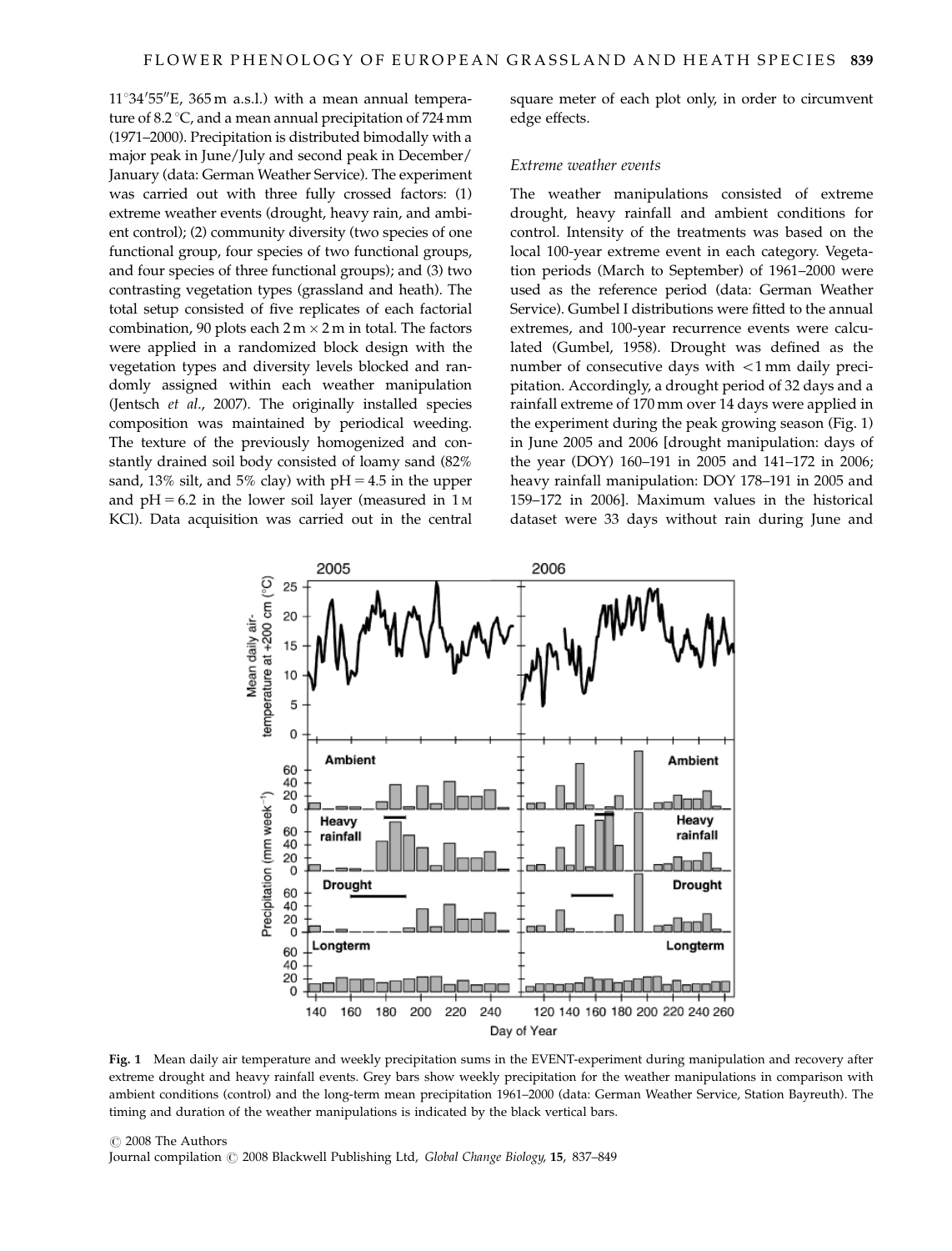11°34′55″E, 365 m a.s.l.) with a mean annual temperature of 8.2 °C, and a mean annual precipitation of 724 mm (1971–2000). Precipitation is distributed bimodally with a major peak in June/July and second peak in December/January (data: German Weather Service). The experiment was carried out with three fully crossed factors: (1) extreme weather events (drought, heavy rain, and ambient control); (2) community diversity (two species of one functional group, four species of two functional groups, and four species of three functional groups); and (3) two contrasting vegetation types (grassland and heath). The total setup consisted of five replicates of each factorial combination, 90 plots each 2 m × 2 m in total. The factors were applied in a randomized block design with the vegetation types and diversity levels blocked and randomly assigned within each weather manipulation (Jentsch *et al*., 2007). The originally installed species composition was maintained by periodical weeding. The texture of the previously homogenized and constantly drained soil body consisted of loamy sand (82% sand, 13% silt, and 5% clay) with pH = 4.5 in the upper and pH = 6.2 in the lower soil layer (measured in 1 M KCl). Data acquisition was carried out in the central square meter of each plot only, in order to circumvent edge effects.

### Extreme weather events

The weather manipulations consisted of extreme drought, heavy rainfall and ambient conditions for control. Intensity of the treatments was based on the local 100-year extreme event in each category. Vegetation periods (March to September) of 1961–2000 were used as the reference period (data: German Weather Service). Gumbel I distributions were fitted to the annual extremes, and 100-year recurrence events were calculated (Gumbel, 1958). Drought was defined as the number of consecutive days with <1 mm daily precipitation. Accordingly, a drought period of 32 days and a rainfall extreme of 170 mm over 14 days were applied in the experiment during the peak growing season (Fig. 1) in June 2005 and 2006 [drought manipulation: days of the year (DOY) 160–191 in 2005 and 141–172 in 2006; heavy rainfall manipulation: DOY 178–191 in 2005 and 159–172 in 2006]. Maximum values in the historical dataset were 33 days without rain during June and

**Fig. 1** Mean daily air temperature and weekly precipitation sums in the EVENT-experiment during manipulation and recovery after extreme drought and heavy rainfall events. Grey bars show weekly precipitation for the weather manipulations in comparison with ambient conditions (control) and the long-term mean precipitation 1961–2000 (data: German Weather Service, Station Bayreuth). The timing and duration of the weather manipulations is indicated by the black vertical bars.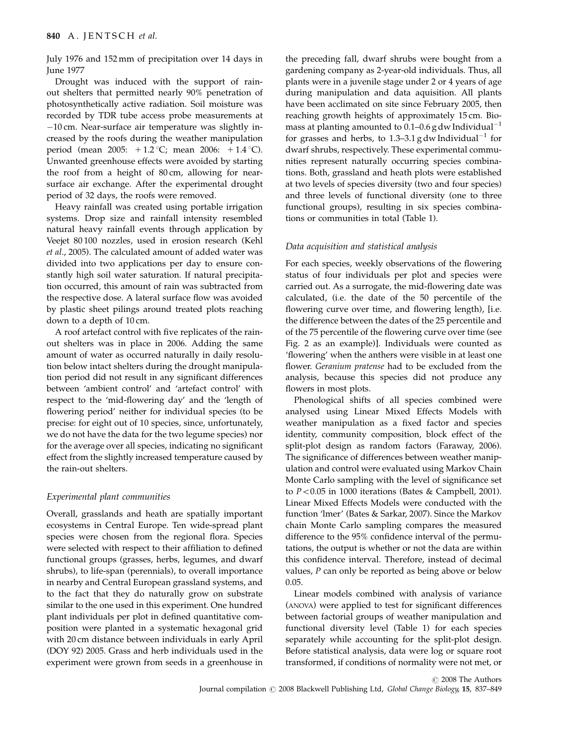July 1976 and 152 mm of precipitation over 14 days in June 1977

Drought was induced with the support of rain-out shelters that permitted nearly 90% penetration of photosynthetically active radiation. Soil moisture was recorded by TDR tube access probe measurements at −10 cm. Near-surface air temperature was slightly increased by the roofs during the weather manipulation period (mean 2005: +1.2 °C; mean 2006: +1.4 °C). Unwanted greenhouse effects were avoided by starting the roof from a height of 80 cm, allowing for near-surface air exchange. After the experimental drought period of 32 days, the roofs were removed.

Heavy rainfall was created using portable irrigation systems. Drop size and rainfall intensity resembled natural heavy rainfall events through application by Veejet 80 100 nozzles, used in erosion research (Kehl *et al*., 2005). The calculated amount of added water was divided into two applications per day to ensure constantly high soil water saturation. If natural precipitation occurred, this amount of rain was subtracted from the respective dose. A lateral surface flow was avoided by plastic sheet pilings around treated plots reaching down to a depth of 10 cm.

A roof artefact control with five replicates of the rain-out shelters was in place in 2006. Adding the same amount of water as occurred naturally in daily resolution below intact shelters during the drought manipulation period did not result in any significant differences between 'ambient control' and 'artefact control' with respect to the 'mid-flowering day' and the 'length of flowering period' neither for individual species (to be precise: for eight out of 10 species, since, unfortunately, we do not have the data for the two legume species) nor for the average over all species, indicating no significant effect from the slightly increased temperature caused by the rain-out shelters.

### *Experimental plant communities*

Overall, grasslands and heath are spatially important ecosystems in Central Europe. Ten wide-spread plant species were chosen from the regional flora. Species were selected with respect to their affiliation to defined functional groups (grasses, herbs, legumes, and dwarf shrubs), to life-span (perennials), to overall importance in nearby and Central European grassland systems, and to the fact that they do naturally grow on substrate similar to the one used in this experiment. One hundred plant individuals per plot in defined quantitative composition were planted in a systematic hexagonal grid with 20 cm distance between individuals in early April (DOY 92) 2005. Grass and herb individuals used in the experiment were grown from seeds in a greenhouse in the preceding fall, dwarf shrubs were bought from a gardening company as 2-year-old individuals. Thus, all plants were in a juvenile stage under 2 or 4 years of age during manipulation and data aquisition. All plants have been acclimated on site since February 2005, then reaching growth heights of approximately 15 cm. Biomass at planting amounted to 0.1–0.6 g dw Individual$^{-1}$ for grasses and herbs, to 1.3–3.1 g dw Individual$^{-1}$ for dwarf shrubs, respectively. These experimental communities represent naturally occurring species combinations. Both, grassland and heath plots were established at two levels of species diversity (two and four species) and three levels of functional diversity (one to three functional groups), resulting in six species combinations or communities in total (Table 1).

### *Data acquisition and statistical analysis*

For each species, weekly observations of the flowering status of four individuals per plot and species were carried out. As a surrogate, the mid-flowering date was calculated, (i.e. the date of the 50 percentile of the flowering curve over time, and flowering length), [i.e. the difference between the dates of the 25 percentile and of the 75 percentile of the flowering curve over time (see Fig. 2 as an example)]. Individuals were counted as 'flowering' when the anthers were visible in at least one flower. *Geranium pratense* had to be excluded from the analysis, because this species did not produce any flowers in most plots.

Phenological shifts of all species combined were analysed using Linear Mixed Effects Models with weather manipulation as a fixed factor and species identity, community composition, block effect of the split-plot design as random factors (Faraway, 2006). The significance of differences between weather manipulation and control were evaluated using Markov Chain Monte Carlo sampling with the level of significance set to $P<0.05$ in 1000 iterations (Bates & Campbell, 2001). Linear Mixed Effects Models were conducted with the function 'lmer' (Bates & Sarkar, 2007). Since the Markov chain Monte Carlo sampling compares the measured difference to the 95% confidence interval of the permutations, the output is whether or not the data are within this confidence interval. Therefore, instead of decimal values, *P* can only be reported as being above or below 0.05.

Linear models combined with analysis of variance (ANOVA) were applied to test for significant differences between factorial groups of weather manipulation and functional diversity level (Table 1) for each species separately while accounting for the split-plot design. Before statistical analysis, data were log or square root transformed, if conditions of normality were not met, or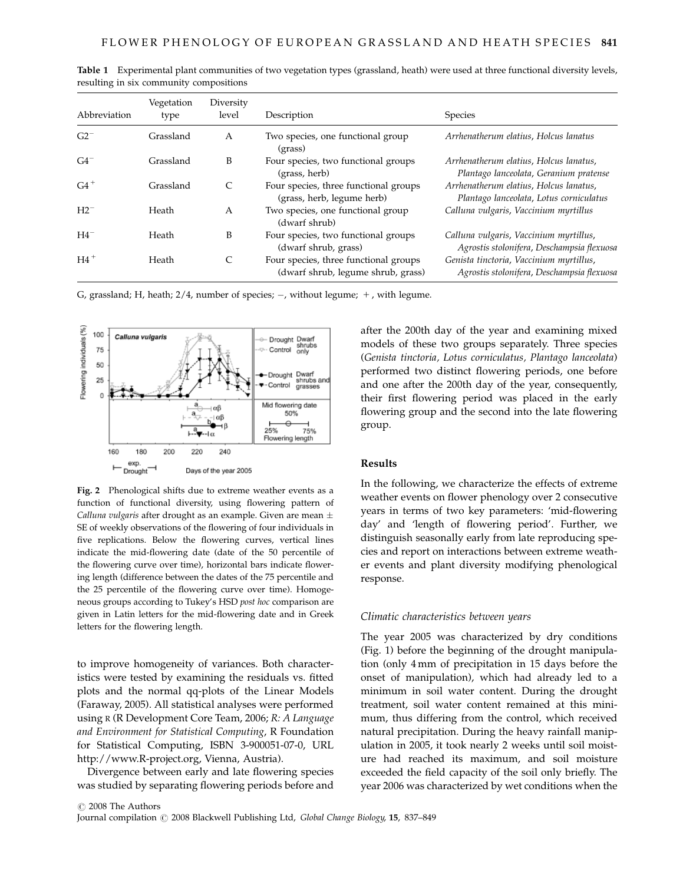**Table 1** Experimental plant communities of two vegetation types (grassland, heath) were used at three functional diversity levels, resulting in six community compositions

| Abbreviation | Vegetation type | Diversity level | Description | Species |
|---|---|---|---|---|
| $G2^-$ | Grassland | A | Two species, one functional group (grass) | *Arrhenatherum elatius, Holcus lanatus* |
| $G4^-$ | Grassland | B | Four species, two functional groups (grass, herb) | *Arrhenatherum elatius, Holcus lanatus, Plantago lanceolata, Geranium pratense* |
| $G4^+$ | Grassland | C | Four species, three functional groups (grass, herb, legume herb) | *Arrhenatherum elatius, Holcus lanatus, Plantago lanceolata, Lotus corniculatus* |
| $H2^-$ | Heath | A | Two species, one functional group (dwarf shrub) | *Calluna vulgaris, Vaccinium myrtillus* |
| $H4^-$ | Heath | B | Four species, two functional groups (dwarf shrub, grass) | *Calluna vulgaris, Vaccinium myrtillus, Agrostis stolonifera, Deschampsia flexuosa* |
| $H4^+$ | Heath | C | Four species, three functional groups (dwarf shrub, legume shrub, grass) | *Genista tinctoria, Vaccinium myrtillus, Agrostis stolonifera, Deschampsia flexuosa* |

G, grassland; H, heath; 2/4, number of species; −, without legume; +, with legume.

**Fig. 2** Phenological shifts due to extreme weather events as a function of functional diversity, using flowering pattern of *Calluna vulgaris* after drought as an example. Given are mean ± SE of weekly observations of the flowering of four individuals in five replications. Below the flowering curves, vertical lines indicate the mid-flowering date (date of the 50 percentile of the flowering curve over time), horizontal bars indicate flowering length (difference between the dates of the 75 percentile and the 25 percentile of the flowering curve over time). Homogeneous groups according to Tukey's HSD *post hoc* comparison are given in Latin letters for the mid-flowering date and in Greek letters for the flowering length.

to improve homogeneity of variances. Both characteristics were tested by examining the residuals vs. fitted plots and the normal qq-plots of the Linear Models (Faraway, 2005). All statistical analyses were performed using R (R Development Core Team, 2006; *R: A Language and Environment for Statistical Computing*, R Foundation for Statistical Computing, ISBN 3-900051-07-0, URL http://www.R-project.org, Vienna, Austria).

Divergence between early and late flowering species was studied by separating flowering periods before and after the 200th day of the year and examining mixed models of these two groups separately. Three species (*Genista tinctoria, Lotus corniculatus, Plantago lanceolata*) performed two distinct flowering periods, one before and one after the 200th day of the year, consequently, their first flowering period was placed in the early flowering group and the second into the late flowering group.

## Results

In the following, we characterize the effects of extreme weather events on flower phenology over 2 consecutive years in terms of two key parameters: 'mid-flowering day' and 'length of flowering period'. Further, we distinguish seasonally early from late reproducing species and report on interactions between extreme weather events and plant diversity modifying phenological response.

### *Climatic characteristics between years*

The year 2005 was characterized by dry conditions (Fig. 1) before the beginning of the drought manipulation (only 4 mm of precipitation in 15 days before the onset of manipulation), which had already led to a minimum in soil water content. During the drought treatment, soil water content remained at this minimum, thus differing from the control, which received natural precipitation. During the heavy rainfall manipulation in 2005, it took nearly 2 weeks until soil moisture had reached its maximum, and soil moisture exceeded the field capacity of the soil only briefly. The year 2006 was characterized by wet conditions when the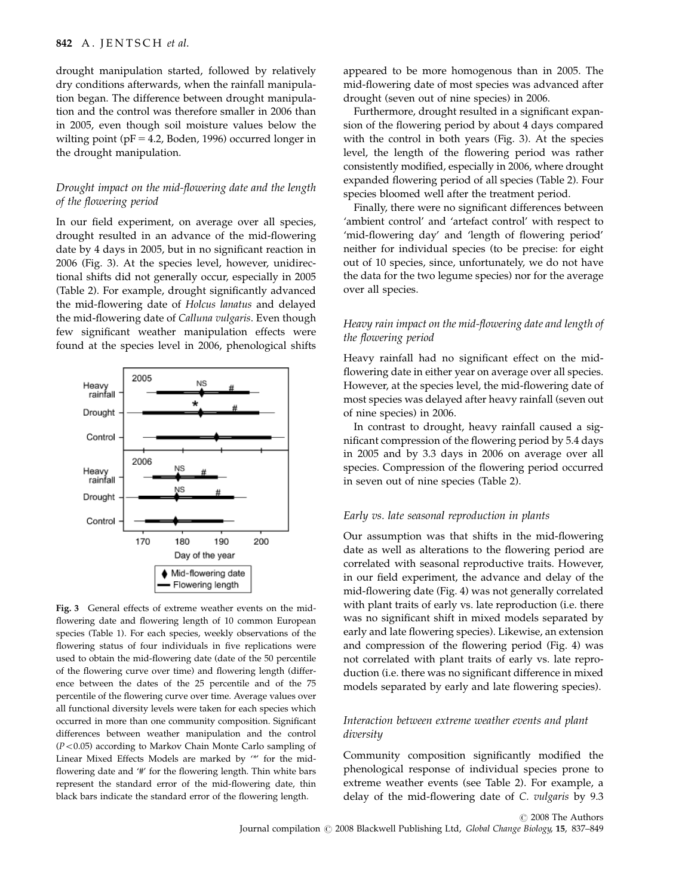drought manipulation started, followed by relatively dry conditions afterwards, when the rainfall manipulation began. The difference between drought manipulation and the control was therefore smaller in 2006 than in 2005, even though soil moisture values below the wilting point (pF = 4.2, Boden, 1996) occurred longer in the drought manipulation.

### *Drought impact on the mid-flowering date and the length of the flowering period*

In our field experiment, on average over all species, drought resulted in an advance of the mid-flowering date by 4 days in 2005, but in no significant reaction in 2006 (Fig. 3). At the species level, however, unidirectional shifts did not generally occur, especially in 2005 (Table 2). For example, drought significantly advanced the mid-flowering date of *Holcus lanatus* and delayed the mid-flowering date of *Calluna vulgaris*. Even though few significant weather manipulation effects were found at the species level in 2006, phenological shifts appeared to be more homogenous than in 2005. The mid-flowering date of most species was advanced after drought (seven out of nine species) in 2006.

Fig. 3 General effects of extreme weather events on the mid-flowering date and flowering length of 10 common European species (Table 1). For each species, weekly observations of the flowering status of four individuals in five replications were used to obtain the mid-flowering date (date of the 50 percentile of the flowering curve over time) and flowering length (difference between the dates of the 25 percentile and of the 75 percentile of the flowering curve over time. Average values over all functional diversity levels were taken for each species which occurred in more than one community composition. Significant differences between weather manipulation and the control ($P < 0.05$) according to Markov Chain Monte Carlo sampling of Linear Mixed Effects Models are marked by '*' for the mid-flowering date and '#' for the flowering length. Thin white bars represent the standard error of the mid-flowering date, thin black bars indicate the standard error of the flowering length.

Furthermore, drought resulted in a significant expansion of the flowering period by about 4 days compared with the control in both years (Fig. 3). At the species level, the length of the flowering period was rather consistently modified, especially in 2006, where drought expanded flowering period of all species (Table 2). Four species bloomed well after the treatment period.

Finally, there were no significant differences between 'ambient control' and 'artefact control' with respect to 'mid-flowering day' and 'length of flowering period' neither for individual species (to be precise: for eight out of 10 species, since, unfortunately, we do not have the data for the two legume species) nor for the average over all species.

### *Heavy rain impact on the mid-flowering date and length of the flowering period*

Heavy rainfall had no significant effect on the mid-flowering date in either year on average over all species. However, at the species level, the mid-flowering date of most species was delayed after heavy rainfall (seven out of nine species) in 2006.

In contrast to drought, heavy rainfall caused a significant compression of the flowering period by 5.4 days in 2005 and by 3.3 days in 2006 on average over all species. Compression of the flowering period occurred in seven out of nine species (Table 2).

### *Early vs. late seasonal reproduction in plants*

Our assumption was that shifts in the mid-flowering date as well as alterations to the flowering period are correlated with seasonal reproductive traits. However, in our field experiment, the advance and delay of the mid-flowering date (Fig. 4) was not generally correlated with plant traits of early vs. late reproduction (i.e. there was no significant shift in mixed models separated by early and late flowering species). Likewise, an extension and compression of the flowering period (Fig. 4) was not correlated with plant traits of early vs. late reproduction (i.e. there was no significant difference in mixed models separated by early and late flowering species).

### *Interaction between extreme weather events and plant diversity*

Community composition significantly modified the phenological response of individual species prone to extreme weather events (see Table 2). For example, a delay of the mid-flowering date of *C. vulgaris* by 9.3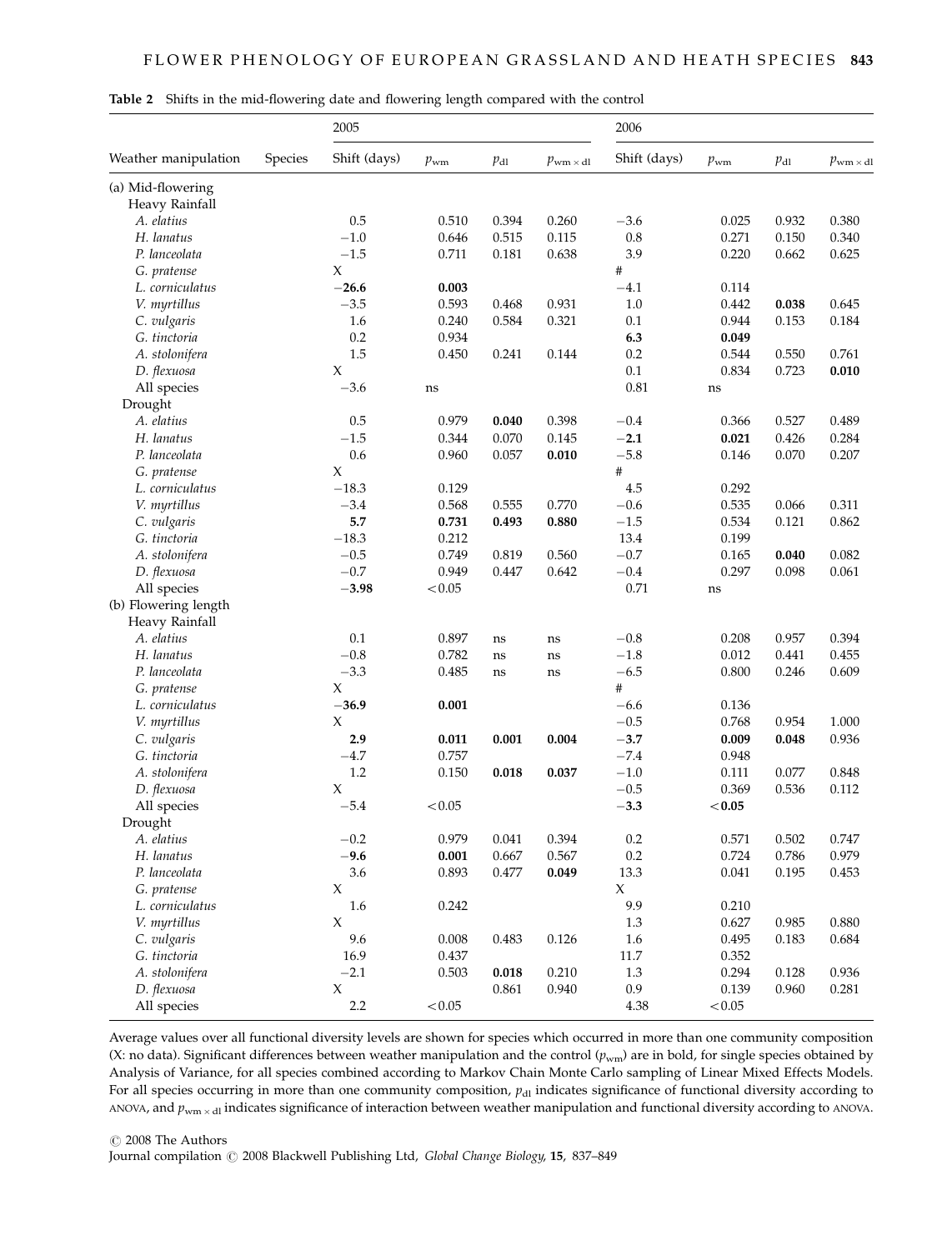**Table 2** Shifts in the mid-flowering date and flowering length compared with the control

| Weather manipulation | Species | 2005 | | | | 2006 | | | |
|---|---|---|---|---|---|---|---|---|---|
| | | Shift (days) | $p_{wm}$ | $p_{dl}$ | $p_{wm \times dl}$ | Shift (days) | $p_{wm}$ | $p_{dl}$ | $p_{wm \times dl}$ |
| (a) Mid-flowering | | | | | | | | | |
| Heavy Rainfall | | | | | | | | | |
| | *A. elatius* | 0.5 | 0.510 | 0.394 | 0.260 | −3.6 | 0.025 | 0.932 | 0.380 |
| | *H. lanatus* | −1.0 | 0.646 | 0.515 | 0.115 | 0.8 | 0.271 | 0.150 | 0.340 |
| | *P. lanceolata* | −1.5 | 0.711 | 0.181 | 0.638 | 3.9 | 0.220 | 0.662 | 0.625 |
| | *G. pratense* | X | | | | # | | | |
| | *L. corniculatus* | **−26.6** | **0.003** | | | −4.1 | 0.114 | | |
| | *V. myrtillus* | −3.5 | 0.593 | 0.468 | 0.931 | 1.0 | 0.442 | **0.038** | 0.645 |
| | *C. vulgaris* | 1.6 | 0.240 | 0.584 | 0.321 | 0.1 | 0.944 | 0.153 | 0.184 |
| | *G. tinctoria* | 0.2 | 0.934 | | | **6.3** | **0.049** | | |
| | *A. stolonifera* | 1.5 | 0.450 | 0.241 | 0.144 | 0.2 | 0.544 | 0.550 | 0.761 |
| | *D. flexuosa* | X | | | | 0.1 | 0.834 | 0.723 | **0.010** |
| | All species | −3.6 | ns | | | 0.81 | ns | | |
| Drought | | | | | | | | | |
| | *A. elatius* | 0.5 | 0.979 | **0.040** | 0.398 | −0.4 | 0.366 | 0.527 | 0.489 |
| | *H. lanatus* | −1.5 | 0.344 | 0.070 | 0.145 | **−2.1** | **0.021** | 0.426 | 0.284 |
| | *P. lanceolata* | 0.6 | 0.960 | 0.057 | **0.010** | −5.8 | 0.146 | 0.070 | 0.207 |
| | *G. pratense* | X | | | | # | | | |
| | *L. corniculatus* | −18.3 | 0.129 | | | 4.5 | 0.292 | | |
| | *V. myrtillus* | −3.4 | 0.568 | 0.555 | 0.770 | −0.6 | 0.535 | 0.066 | 0.311 |
| | *C. vulgaris* | **5.7** | **0.731** | **0.493** | **0.880** | −1.5 | 0.534 | 0.121 | 0.862 |
| | *G. tinctoria* | −18.3 | 0.212 | | | 13.4 | 0.199 | | |
| | *A. stolonifera* | −0.5 | 0.749 | 0.819 | 0.560 | −0.7 | 0.165 | **0.040** | 0.082 |
| | *D. flexuosa* | −0.7 | 0.949 | 0.447 | 0.642 | −0.4 | 0.297 | 0.098 | 0.061 |
| | All species | **−3.98** | <0.05 | | | 0.71 | ns | | |
| (b) Flowering length | | | | | | | | | |
| Heavy Rainfall | | | | | | | | | |
| | *A. elatius* | 0.1 | 0.897 | ns | ns | −0.8 | 0.208 | 0.957 | 0.394 |
| | *H. lanatus* | −0.8 | 0.782 | ns | ns | −1.8 | 0.012 | 0.441 | 0.455 |
| | *P. lanceolata* | −3.3 | 0.485 | ns | ns | −6.5 | 0.800 | 0.246 | 0.609 |
| | *G. pratense* | X | | | | # | | | |
| | *L. corniculatus* | **−36.9** | **0.001** | | | −6.6 | 0.136 | | |
| | *V. myrtillus* | X | | | | −0.5 | 0.768 | 0.954 | 1.000 |
| | *C. vulgaris* | **2.9** | **0.011** | **0.001** | **0.004** | **−3.7** | **0.009** | **0.048** | 0.936 |
| | *G. tinctoria* | −4.7 | 0.757 | | | −7.4 | 0.948 | | |
| | *A. stolonifera* | 1.2 | 0.150 | **0.018** | **0.037** | −1.0 | 0.111 | 0.077 | 0.848 |
| | *D. flexuosa* | X | | | | −0.5 | 0.369 | 0.536 | 0.112 |
| | All species | −5.4 | <0.05 | | | **−3.3** | **<0.05** | | |
| Drought | | | | | | | | | |
| | *A. elatius* | −0.2 | 0.979 | 0.041 | 0.394 | 0.2 | 0.571 | 0.502 | 0.747 |
| | *H. lanatus* | **−9.6** | **0.001** | 0.667 | 0.567 | 0.2 | 0.724 | 0.786 | 0.979 |
| | *P. lanceolata* | 3.6 | 0.893 | 0.477 | **0.049** | 13.3 | 0.041 | 0.195 | 0.453 |
| | *G. pratense* | X | | | | X | | | |
| | *L. corniculatus* | 1.6 | 0.242 | | | 9.9 | 0.210 | | |
| | *V. myrtillus* | X | | | | 1.3 | 0.627 | 0.985 | 0.880 |
| | *C. vulgaris* | 9.6 | 0.008 | 0.483 | 0.126 | 1.6 | 0.495 | 0.183 | 0.684 |
| | *G. tinctoria* | 16.9 | 0.437 | | | 11.7 | 0.352 | | |
| | *A. stolonifera* | −2.1 | 0.503 | **0.018** | 0.210 | 1.3 | 0.294 | 0.128 | 0.936 |
| | *D. flexuosa* | X | | 0.861 | 0.940 | 0.9 | 0.139 | 0.960 | 0.281 |
| | All species | 2.2 | <0.05 | | | 4.38 | <0.05 | | |

Average values over all functional diversity levels are shown for species which occurred in more than one community composition (X: no data). Significant differences between weather manipulation and the control ($p_{wm}$) are in bold, for single species obtained by Analysis of Variance, for all species combined according to Markov Chain Monte Carlo sampling of Linear Mixed Effects Models. For all species occurring in more than one community composition, $p_{dl}$ indicates significance of functional diversity according to ANOVA, and $p_{wm \times dl}$ indicates significance of interaction between weather manipulation and functional diversity according to ANOVA.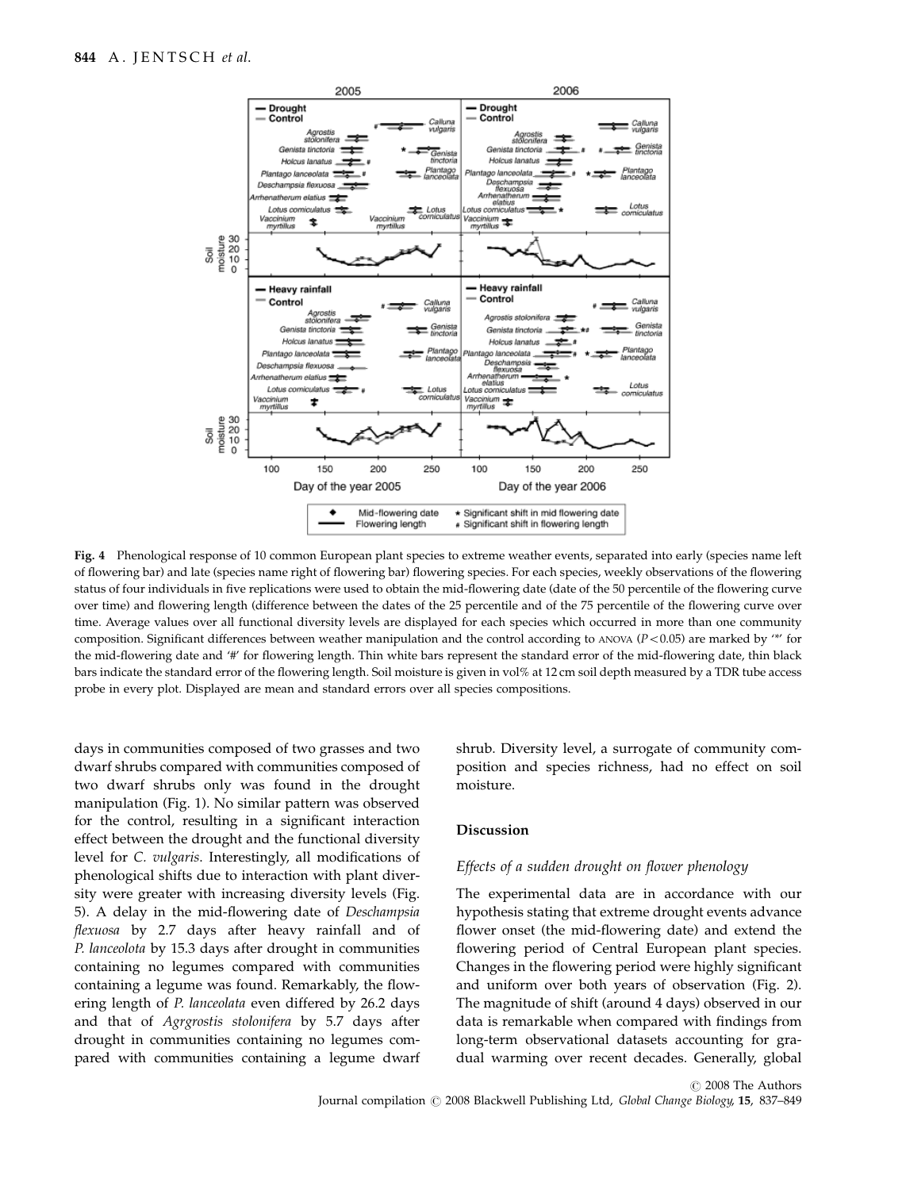**Fig. 4** Phenological response of 10 common European plant species to extreme weather events, separated into early (species name left of flowering bar) and late (species name right of flowering bar) flowering species. For each species, weekly observations of the flowering status of four individuals in five replications were used to obtain the mid-flowering date (date of the 50 percentile of the flowering curve over time) and flowering length (difference between the dates of the 25 percentile and of the 75 percentile of the flowering curve over time. Average values over all functional diversity levels are displayed for each species which occurred in more than one community composition. Significant differences between weather manipulation and the control according to ANOVA ($P < 0.05$) are marked by '*' for the mid-flowering date and '#' for flowering length. Thin white bars represent the standard error of the mid-flowering date, thin black bars indicate the standard error of the flowering length. Soil moisture is given in vol% at 12 cm soil depth measured by a TDR tube access probe in every plot. Displayed are mean and standard errors over all species compositions.

days in communities composed of two grasses and two dwarf shrubs compared with communities composed of two dwarf shrubs only was found in the drought manipulation (Fig. 1). No similar pattern was observed for the control, resulting in a significant interaction effect between the drought and the functional diversity level for *C. vulgaris*. Interestingly, all modifications of phenological shifts due to interaction with plant diversity were greater with increasing diversity levels (Fig. 5). A delay in the mid-flowering date of *Deschampsia flexuosa* by 2.7 days after heavy rainfall and of *P. lanceolota* by 15.3 days after drought in communities containing no legumes compared with communities containing a legume was found. Remarkably, the flowering length of *P. lanceolata* even differed by 26.2 days and that of *Agrgrostis stolonifera* by 5.7 days after drought in communities containing no legumes compared with communities containing a legume dwarf shrub. Diversity level, a surrogate of community composition and species richness, had no effect on soil moisture.

## Discussion

### *Effects of a sudden drought on flower phenology*

The experimental data are in accordance with our hypothesis stating that extreme drought events advance flower onset (the mid-flowering date) and extend the flowering period of Central European plant species. Changes in the flowering period were highly significant and uniform over both years of observation (Fig. 2). The magnitude of shift (around 4 days) observed in our data is remarkable when compared with findings from long-term observational datasets accounting for gradual warming over recent decades. Generally, global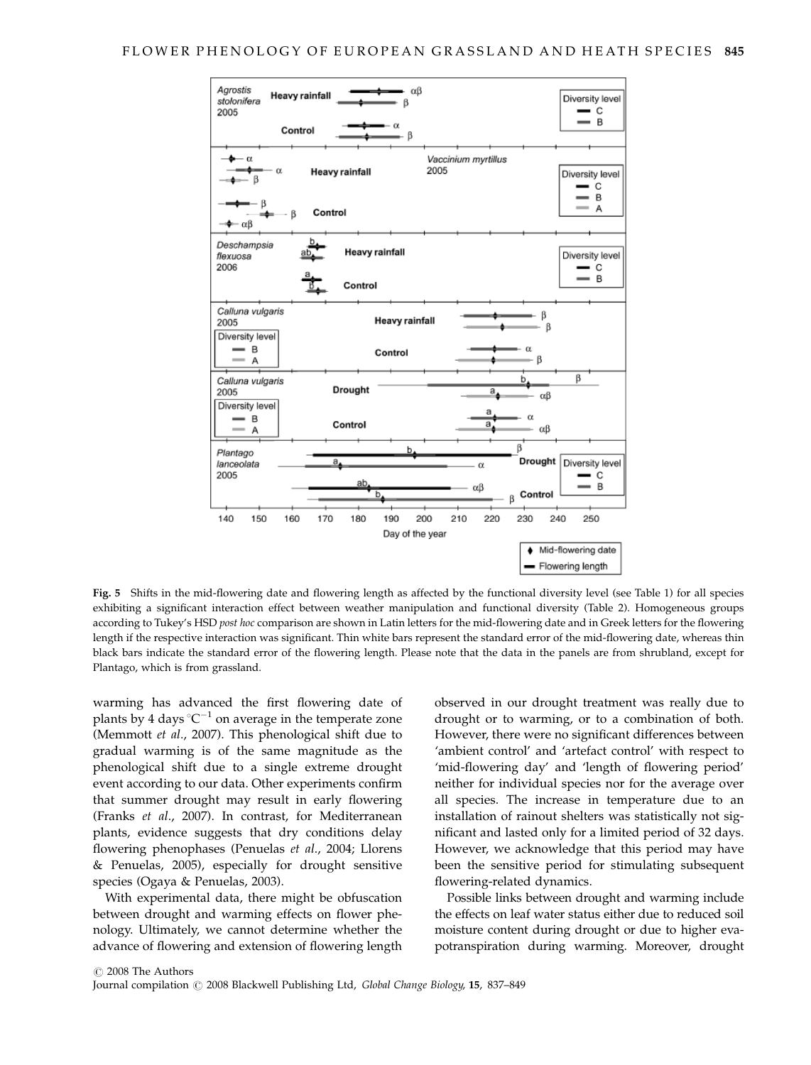Fig. 5 Shifts in the mid-flowering date and flowering length as affected by the functional diversity level (see Table 1) for all species exhibiting a significant interaction effect between weather manipulation and functional diversity (Table 2). Homogeneous groups according to Tukey's HSD *post hoc* comparison are shown in Latin letters for the mid-flowering date and in Greek letters for the flowering length if the respective interaction was significant. Thin white bars represent the standard error of the mid-flowering date, whereas thin black bars indicate the standard error of the flowering length. Please note that the data in the panels are from shrubland, except for Plantago, which is from grassland.

warming has advanced the first flowering date of plants by 4 days $^{\circ}C^{-1}$ on average in the temperate zone (Memmott *et al*., 2007). This phenological shift due to gradual warming is of the same magnitude as the phenological shift due to a single extreme drought event according to our data. Other experiments confirm that summer drought may result in early flowering (Franks *et al*., 2007). In contrast, for Mediterranean plants, evidence suggests that dry conditions delay flowering phenophases (Penuelas *et al*., 2004; Llorens & Penuelas, 2005), especially for drought sensitive species (Ogaya & Penuelas, 2003).

With experimental data, there might be obfuscation between drought and warming effects on flower phenology. Ultimately, we cannot determine whether the advance of flowering and extension of flowering length observed in our drought treatment was really due to drought or to warming, or to a combination of both. However, there were no significant differences between 'ambient control' and 'artefact control' with respect to 'mid-flowering day' and 'length of flowering period' neither for individual species nor for the average over all species. The increase in temperature due to an installation of rainout shelters was statistically not significant and lasted only for a limited period of 32 days. However, we acknowledge that this period may have been the sensitive period for stimulating subsequent flowering-related dynamics.

Possible links between drought and warming include the effects on leaf water status either due to reduced soil moisture content during drought or due to higher evapotranspiration during warming. Moreover, drought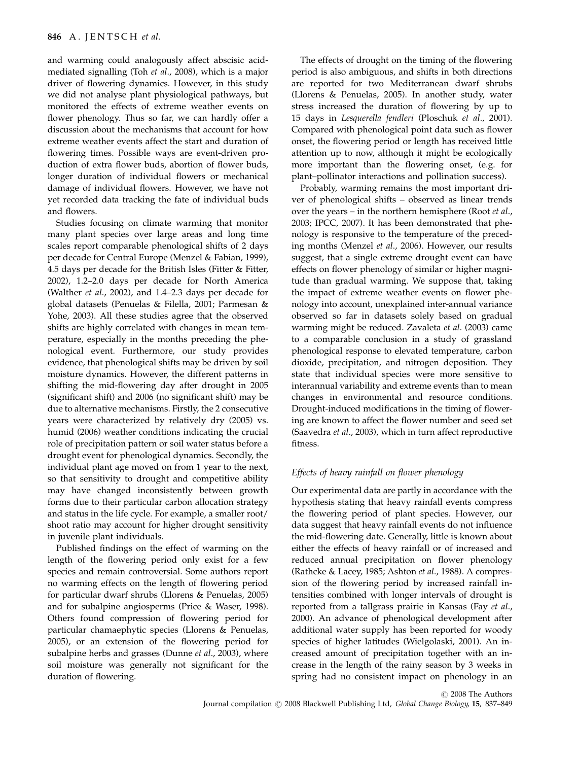and warming could analogously affect abscisic acid-mediated signalling (Toh *et al*., 2008), which is a major driver of flowering dynamics. However, in this study we did not analyse plant physiological pathways, but monitored the effects of extreme weather events on flower phenology. Thus so far, we can hardly offer a discussion about the mechanisms that account for how extreme weather events affect the start and duration of flowering times. Possible ways are event-driven production of extra flower buds, abortion of flower buds, longer duration of individual flowers or mechanical damage of individual flowers. However, we have not yet recorded data tracking the fate of individual buds and flowers.

Studies focusing on climate warming that monitor many plant species over large areas and long time scales report comparable phenological shifts of 2 days per decade for Central Europe (Menzel & Fabian, 1999), 4.5 days per decade for the British Isles (Fitter & Fitter, 2002), 1.2–2.0 days per decade for North America (Walther *et al*., 2002), and 1.4–2.3 days per decade for global datasets (Penuelas & Filella, 2001; Parmesan & Yohe, 2003). All these studies agree that the observed shifts are highly correlated with changes in mean temperature, especially in the months preceding the phenological event. Furthermore, our study provides evidence, that phenological shifts may be driven by soil moisture dynamics. However, the different patterns in shifting the mid-flowering day after drought in 2005 (significant shift) and 2006 (no significant shift) may be due to alternative mechanisms. Firstly, the 2 consecutive years were characterized by relatively dry (2005) vs. humid (2006) weather conditions indicating the crucial role of precipitation pattern or soil water status before a drought event for phenological dynamics. Secondly, the individual plant age moved on from 1 year to the next, so that sensitivity to drought and competitive ability may have changed inconsistently between growth forms due to their particular carbon allocation strategy and status in the life cycle. For example, a smaller root/shoot ratio may account for higher drought sensitivity in juvenile plant individuals.

Published findings on the effect of warming on the length of the flowering period only exist for a few species and remain controversial. Some authors report no warming effects on the length of flowering period for particular dwarf shrubs (Llorens & Penuelas, 2005) and for subalpine angiosperms (Price & Waser, 1998). Others found compression of flowering period for particular chamaephytic species (Llorens & Penuelas, 2005), or an extension of the flowering period for subalpine herbs and grasses (Dunne *et al*., 2003), where soil moisture was generally not significant for the duration of flowering.

The effects of drought on the timing of the flowering period is also ambiguous, and shifts in both directions are reported for two Mediterranean dwarf shrubs (Llorens & Penuelas, 2005). In another study, water stress increased the duration of flowering by up to 15 days in *Lesquerella fendleri* (Ploschuk *et al*., 2001). Compared with phenological point data such as flower onset, the flowering period or length has received little attention up to now, although it might be ecologically more important than the flowering onset, (e.g. for plant–pollinator interactions and pollination success).

Probably, warming remains the most important driver of phenological shifts – observed as linear trends over the years – in the northern hemisphere (Root *et al*., 2003; IPCC, 2007). It has been demonstrated that phenology is responsive to the temperature of the preceding months (Menzel *et al*., 2006). However, our results suggest, that a single extreme drought event can have effects on flower phenology of similar or higher magnitude than gradual warming. We suppose that, taking the impact of extreme weather events on flower phenology into account, unexplained inter-annual variance observed so far in datasets solely based on gradual warming might be reduced. Zavaleta *et al*. (2003) came to a comparable conclusion in a study of grassland phenological response to elevated temperature, carbon dioxide, precipitation, and nitrogen deposition. They state that individual species were more sensitive to interannual variability and extreme events than to mean changes in environmental and resource conditions. Drought-induced modifications in the timing of flowering are known to affect the flower number and seed set (Saavedra *et al*., 2003), which in turn affect reproductive fitness.

### *Effects of heavy rainfall on flower phenology*

Our experimental data are partly in accordance with the hypothesis stating that heavy rainfall events compress the flowering period of plant species. However, our data suggest that heavy rainfall events do not influence the mid-flowering date. Generally, little is known about either the effects of heavy rainfall or of increased and reduced annual precipitation on flower phenology (Rathcke & Lacey, 1985; Ashton *et al*., 1988). A compression of the flowering period by increased rainfall intensities combined with longer intervals of drought is reported from a tallgrass prairie in Kansas (Fay *et al*., 2000). An advance of phenological development after additional water supply has been reported for woody species of higher latitudes (Wielgolaski, 2001). An increased amount of precipitation together with an increase in the length of the rainy season by 3 weeks in spring had no consistent impact on phenology in an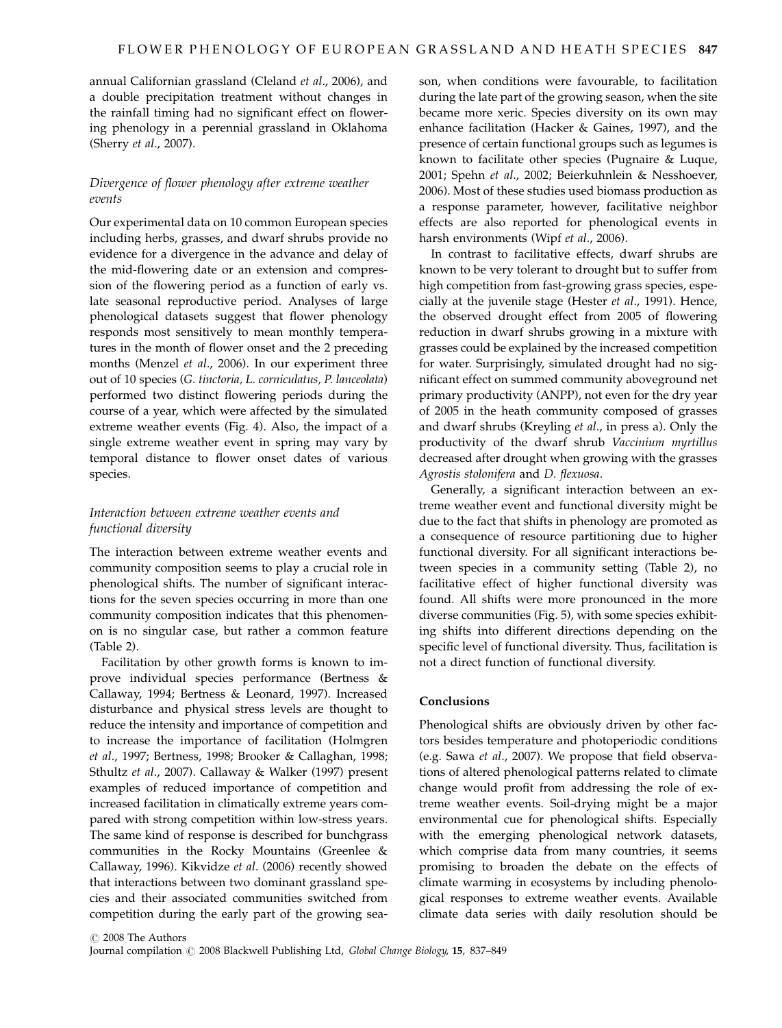annual Californian grassland (Cleland *et al.*, 2006), and a double precipitation treatment without changes in the rainfall timing had no significant effect on flowering phenology in a perennial grassland in Oklahoma (Sherry *et al.*, 2007).

### *Divergence of flower phenology after extreme weather events*

Our experimental data on 10 common European species including herbs, grasses, and dwarf shrubs provide no evidence for a divergence in the advance and delay of the mid-flowering date or an extension and compression of the flowering period as a function of early vs. late seasonal reproductive period. Analyses of large phenological datasets suggest that flower phenology responds most sensitively to mean monthly temperatures in the month of flower onset and the 2 preceding months (Menzel *et al.*, 2006). In our experiment three out of 10 species (*G. tinctoria*, *L. corniculatus*, *P. lanceolata*) performed two distinct flowering periods during the course of a year, which were affected by the simulated extreme weather events (Fig. 4). Also, the impact of a single extreme weather event in spring may vary by temporal distance to flower onset dates of various species.

### *Interaction between extreme weather events and functional diversity*

The interaction between extreme weather events and community composition seems to play a crucial role in phenological shifts. The number of significant interactions for the seven species occurring in more than one community composition indicates that this phenomenon is no singular case, but rather a common feature (Table 2).

Facilitation by other growth forms is known to improve individual species performance (Bertness & Callaway, 1994; Bertness & Leonard, 1997). Increased disturbance and physical stress levels are thought to reduce the intensity and importance of competition and to increase the importance of facilitation (Holmgren *et al.*, 1997; Bertness, 1998; Brooker & Callaghan, 1998; Sthultz *et al.*, 2007). Callaway & Walker (1997) present examples of reduced importance of competition and increased facilitation in climatically extreme years compared with strong competition within low-stress years. The same kind of response is described for bunchgrass communities in the Rocky Mountains (Greenlee & Callaway, 1996). Kikvidze *et al.* (2006) recently showed that interactions between two dominant grassland species and their associated communities switched from competition during the early part of the growing season, when conditions were favourable, to facilitation during the late part of the growing season, when the site became more xeric. Species diversity on its own may enhance facilitation (Hacker & Gaines, 1997), and the presence of certain functional groups such as legumes is known to facilitate other species (Pugnaire & Luque, 2001; Spehn *et al.*, 2002; Beierkuhnlein & Nesshoever, 2006). Most of these studies used biomass production as a response parameter, however, facilitative neighbor effects are also reported for phenological events in harsh environments (Wipf *et al.*, 2006).

In contrast to facilitative effects, dwarf shrubs are known to be very tolerant to drought but to suffer from high competition from fast-growing grass species, especially at the juvenile stage (Hester *et al.*, 1991). Hence, the observed drought effect from 2005 of flowering reduction in dwarf shrubs growing in a mixture with grasses could be explained by the increased competition for water. Surprisingly, simulated drought had no significant effect on summed community aboveground net primary productivity (ANPP), not even for the dry year of 2005 in the heath community composed of grasses and dwarf shrubs (Kreyling *et al.*, in press a). Only the productivity of the dwarf shrub *Vaccinium myrtillus* decreased after drought when growing with the grasses *Agrostis stolonifera* and *D. flexuosa*.

Generally, a significant interaction between an extreme weather event and functional diversity might be due to the fact that shifts in phenology are promoted as a consequence of resource partitioning due to higher functional diversity. For all significant interactions between species in a community setting (Table 2), no facilitative effect of higher functional diversity was found. All shifts were more pronounced in the more diverse communities (Fig. 5), with some species exhibiting shifts into different directions depending on the specific level of functional diversity. Thus, facilitation is not a direct function of functional diversity.

## Conclusions

Phenological shifts are obviously driven by other factors besides temperature and photoperiodic conditions (e.g. Sawa *et al.*, 2007). We propose that field observations of altered phenological patterns related to climate change would profit from addressing the role of extreme weather events. Soil-drying might be a major environmental cue for phenological shifts. Especially with the emerging phenological network datasets, which comprise data from many countries, it seems promising to broaden the debate on the effects of climate warming in ecosystems by including phenological responses to extreme weather events. Available climate data series with daily resolution should be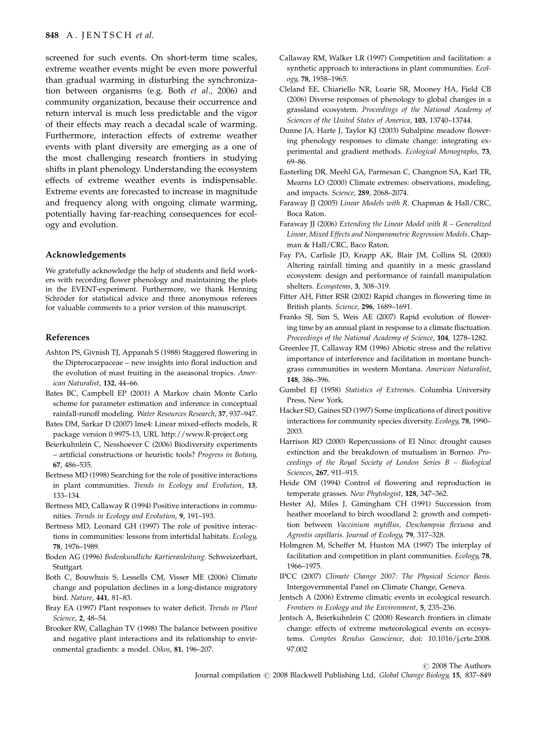screened for such events. On short-term time scales, extreme weather events might be even more powerful than gradual warming in disturbing the synchronization between organisms (e.g. Both *et al*., 2006) and community organization, because their occurrence and return interval is much less predictable and the vigor of their effects may reach a decadal scale of warming. Furthermore, interaction effects of extreme weather events with plant diversity are emerging as a one of the most challenging research frontiers in studying shifts in plant phenology. Understanding the ecosystem effects of extreme weather events is indispensable. Extreme events are forecasted to increase in magnitude and frequency along with ongoing climate warming, potentially having far-reaching consequences for ecology and evolution.

## Acknowledgements

We gratefully acknowledge the help of students and field workers with recording flower phenology and maintaining the plots in the EVENT-experiment. Furthermore, we thank Henning Schröder for statistical advice and three anonymous referees for valuable comments to a prior version of this manuscript.

## References

Ashton PS, Givnish TJ, Appanah S (1988) Staggered flowering in the Dipterocarpaceae – new insights into floral induction and the evolution of mast fruiting in the aseasonal tropics. *American Naturalist*, **132**, 44–66.

Bates BC, Campbell EP (2001) A Markov chain Monte Carlo scheme for parameter estimation and inference in conceptual rainfall-runoff modeling. *Water Resources Research*, **37**, 937–947.

Bates DM, Sarkar D (2007) lme4: Linear mixed-effects models, R package version 0.9975-13, URL http://www.R-project.org

Beierkuhnlein C, Nesshoever C (2006) Biodiversity experiments – artificial constructions or heuristic tools? *Progress in Botany*, **67**, 486–535.

Bertness MD (1998) Searching for the role of positive interactions in plant communities. *Trends in Ecology and Evolution*, **13**, 133–134.

Bertness MD, Callaway R (1994) Positive interactions in communities. *Trends in Ecology and Evolution*, **9**, 191–193.

Bertness MD, Leonard GH (1997) The role of positive interactions in communities: lessons from intertidal habitats. *Ecology*, **78**, 1976–1989.

Boden AG (1996) *Bodenkundliche Kartieranleitung*. Schweizerbart, Stuttgart.

Both C, Bouwhuis S, Lessells CM, Visser ME (2006) Climate change and population declines in a long-distance migratory bird. *Nature*, **441**, 81–83.

Bray EA (1997) Plant responses to water deficit. *Trends in Plant Science*, **2**, 48–54.

Brooker RW, Callaghan TV (1998) The balance between positive and negative plant interactions and its relationship to environmental gradients: a model. *Oikos*, **81**, 196–207.

Callaway RM, Walker LR (1997) Competition and facilitation: a synthetic approach to interactions in plant communities. *Ecology*, **78**, 1958–1965.

Cleland EE, Chiariello NR, Loarie SR, Mooney HA, Field CB (2006) Diverse responses of phenology to global changes in a grassland ecosystem. *Proceedings of the National Academy of Sciences of the United States of America*, **103**, 13740–13744.

Dunne JA, Harte J, Taylor KJ (2003) Subalpine meadow flowering phenology responses to climate change: integrating experimental and gradient methods. *Ecological Monographs*, **73**, 69–86.

Easterling DR, Meehl GA, Parmesan C, Changnon SA, Karl TR, Mearns LO (2000) Climate extremes: observations, modeling, and impacts. *Science*, **289**, 2068–2074.

Faraway JJ (2005) *Linear Models with R*. Chapman & Hall/CRC, Boca Raton.

Faraway JJ (2006) *Extending the Linear Model with R – Generalized Linear, Mixed Effects and Nonparametric Regression Models*. Chapman & Hall/CRC, Baco Raton.

Fay PA, Carlisle JD, Knapp AK, Blair JM, Collins SL (2000) Altering rainfall timing and quantity in a mesic grassland ecosystem: design and performance of rainfall manipulation shelters. *Ecosystems*, **3**, 308–319.

Fitter AH, Fitter RSR (2002) Rapid changes in flowering time in British plants. *Science*, **296**, 1689–1691.

Franks SJ, Sim S, Weis AE (2007) Rapid evolution of flowering time by an annual plant in response to a climate fluctuation. *Proceedings of the National Academy of Science*, **104**, 1278–1282.

Greenlee JT, Callaway RM (1996) Abiotic stress and the relative importance of interference and facilitation in montane bunchgrass communities in western Montana. *American Naturalist*, **148**, 386–396.

Gumbel EJ (1958) *Statistics of Extremes*. Columbia University Press, New York.

Hacker SD, Gaines SD (1997) Some implications of direct positive interactions for community species diversity. *Ecology*, **78**, 1990–2003.

Harrison RD (2000) Repercussions of El Nino: drought causes extinction and the breakdown of mutualism in Borneo. *Proceedings of the Royal Society of London Series B – Biological Sciences*, **267**, 911–915.

Heide OM (1994) Control of flowering and reproduction in temperate grasses. *New Phytologist*, **128**, 347–362.

Hester AJ, Miles J, Gimingham CH (1991) Succession from heather moorland to birch woodland 2: growth and competition between *Vaccinium mytillus, Deschampsia flexuosa* and *Agrostis capillaris*. *Journal of Ecology*, **79**, 317–328.

Holmgren M, Scheffer M, Huston MA (1997) The interplay of facilitation and competition in plant communities. *Ecology*, **78**, 1966–1975.

IPCC (2007) *Climate Change 2007: The Physical Science Basis*. Intergovernmental Panel on Climate Change, Geneva.

Jentsch A (2006) Extreme climatic events in ecological research. *Frontiers in Ecology and the Environment*, **5**, 235–236.

Jentsch A, Beierkuhnlein C (2008) Research frontiers in climate change: effects of extreme meteorological events on ecosystems. *Comptes Rendus Geoscience*, doi: 10.1016/j.crte.2008.97.002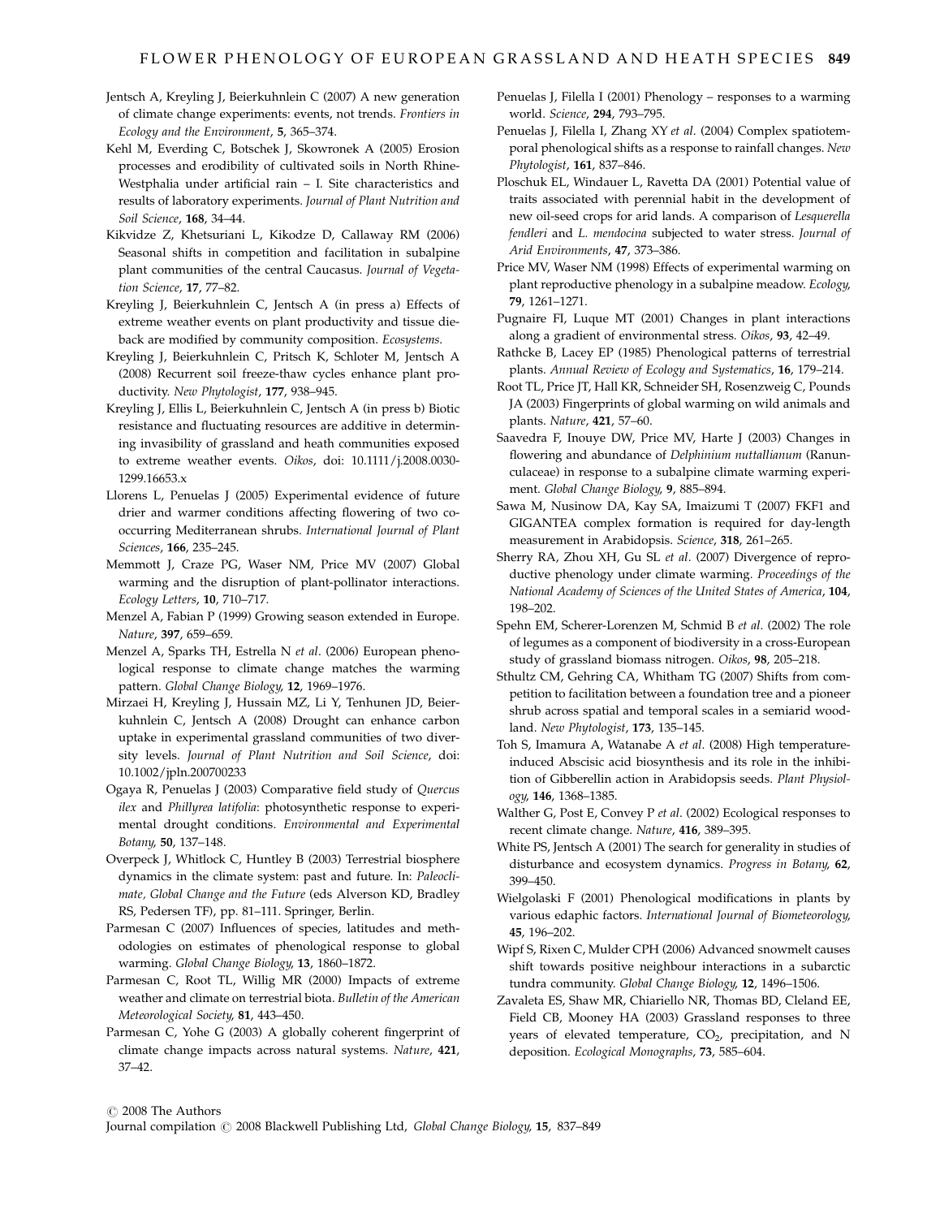Jentsch A, Kreyling J, Beierkuhnlein C (2007) A new generation of climate change experiments: events, not trends. *Frontiers in Ecology and the Environment*, **5**, 365–374.

Kehl M, Everding C, Botschek J, Skowronek A (2005) Erosion processes and erodibility of cultivated soils in North Rhine-Westphalia under artificial rain – I. Site characteristics and results of laboratory experiments. *Journal of Plant Nutrition and Soil Science*, **168**, 34–44.

Kikvidze Z, Khetsuriani L, Kikodze D, Callaway RM (2006) Seasonal shifts in competition and facilitation in subalpine plant communities of the central Caucasus. *Journal of Vegetation Science*, **17**, 77–82.

Kreyling J, Beierkuhnlein C, Jentsch A (in press a) Effects of extreme weather events on plant productivity and tissue die-back are modified by community composition. *Ecosystems.*

Kreyling J, Beierkuhnlein C, Pritsch K, Schloter M, Jentsch A (2008) Recurrent soil freeze-thaw cycles enhance plant productivity. *New Phytologist*, **177**, 938–945.

Kreyling J, Ellis L, Beierkuhnlein C, Jentsch A (in press b) Biotic resistance and fluctuating resources are additive in determining invasibility of grassland and heath communities exposed to extreme weather events. *Oikos*, doi: 10.1111/j.2008.0030-1299.16653.x

Llorens L, Penuelas J (2005) Experimental evidence of future drier and warmer conditions affecting flowering of two co-occurring Mediterranean shrubs. *International Journal of Plant Sciences*, **166**, 235–245.

Memmott J, Craze PG, Waser NM, Price MV (2007) Global warming and the disruption of plant-pollinator interactions. *Ecology Letters*, **10**, 710–717.

Menzel A, Fabian P (1999) Growing season extended in Europe. *Nature*, **397**, 659–659.

Menzel A, Sparks TH, Estrella N *et al*. (2006) European phenological response to climate change matches the warming pattern. *Global Change Biology*, **12**, 1969–1976.

Mirzaei H, Kreyling J, Hussain MZ, Li Y, Tenhunen JD, Beierkuhnlein C, Jentsch A (2008) Drought can enhance carbon uptake in experimental grassland communities of two diversity levels. *Journal of Plant Nutrition and Soil Science*, doi: 10.1002/jpln.200700233

Ogaya R, Penuelas J (2003) Comparative field study of *Quercus ilex* and *Phillyrea latifolia*: photosynthetic response to experimental drought conditions. *Environmental and Experimental Botany*, **50**, 137–148.

Overpeck J, Whitlock C, Huntley B (2003) Terrestrial biosphere dynamics in the climate system: past and future. In: *Paleoclimate, Global Change and the Future* (eds Alverson KD, Bradley RS, Pedersen TF), pp. 81–111. Springer, Berlin.

Parmesan C (2007) Influences of species, latitudes and methodologies on estimates of phenological response to global warming. *Global Change Biology*, **13**, 1860–1872.

Parmesan C, Root TL, Willig MR (2000) Impacts of extreme weather and climate on terrestrial biota. *Bulletin of the American Meteorological Society*, **81**, 443–450.

Parmesan C, Yohe G (2003) A globally coherent fingerprint of climate change impacts across natural systems. *Nature*, **421**, 37–42.

Penuelas J, Filella I (2001) Phenology – responses to a warming world. *Science*, **294**, 793–795.

Penuelas J, Filella I, Zhang XY *et al*. (2004) Complex spatiotemporal phenological shifts as a response to rainfall changes. *New Phytologist*, **161**, 837–846.

Ploschuk EL, Windauer L, Ravetta DA (2001) Potential value of traits associated with perennial habit in the development of new oil-seed crops for arid lands. A comparison of *Lesquerella fendleri* and *L. mendocina* subjected to water stress. *Journal of Arid Environments*, **47**, 373–386.

Price MV, Waser NM (1998) Effects of experimental warming on plant reproductive phenology in a subalpine meadow. *Ecology*, **79**, 1261–1271.

Pugnaire FI, Luque MT (2001) Changes in plant interactions along a gradient of environmental stress. *Oikos*, **93**, 42–49.

Rathcke B, Lacey EP (1985) Phenological patterns of terrestrial plants. *Annual Review of Ecology and Systematics*, **16**, 179–214.

Root TL, Price JT, Hall KR, Schneider SH, Rosenzweig C, Pounds JA (2003) Fingerprints of global warming on wild animals and plants. *Nature*, **421**, 57–60.

Saavedra F, Inouye DW, Price MV, Harte J (2003) Changes in flowering and abundance of *Delphinium nuttallianum* (Ranunculaceae) in response to a subalpine climate warming experiment. *Global Change Biology*, **9**, 885–894.

Sawa M, Nusinow DA, Kay SA, Imaizumi T (2007) FKF1 and GIGANTEA complex formation is required for day-length measurement in Arabidopsis. *Science*, **318**, 261–265.

Sherry RA, Zhou XH, Gu SL *et al*. (2007) Divergence of reproductive phenology under climate warming. *Proceedings of the National Academy of Sciences of the United States of America*, **104**, 198–202.

Spehn EM, Scherer-Lorenzen M, Schmid B *et al*. (2002) The role of legumes as a component of biodiversity in a cross-European study of grassland biomass nitrogen. *Oikos*, **98**, 205–218.

Sthultz CM, Gehring CA, Whitham TG (2007) Shifts from competition to facilitation between a foundation tree and a pioneer shrub across spatial and temporal scales in a semiarid woodland. *New Phytologist*, **173**, 135–145.

Toh S, Imamura A, Watanabe A *et al*. (2008) High temperature-induced Abscisic acid biosynthesis and its role in the inhibition of Gibberellin action in Arabidopsis seeds. *Plant Physiology*, **146**, 1368–1385.

Walther G, Post E, Convey P *et al*. (2002) Ecological responses to recent climate change. *Nature*, **416**, 389–395.

White PS, Jentsch A (2001) The search for generality in studies of disturbance and ecosystem dynamics. *Progress in Botany*, **62**, 399–450.

Wielgolaski F (2001) Phenological modifications in plants by various edaphic factors. *International Journal of Biometeorology*, **45**, 196–202.

Wipf S, Rixen C, Mulder CPH (2006) Advanced snowmelt causes shift towards positive neighbour interactions in a subarctic tundra community. *Global Change Biology*, **12**, 1496–1506.

Zavaleta ES, Shaw MR, Chiariello NR, Thomas BD, Cleland EE, Field CB, Mooney HA (2003) Grassland responses to three years of elevated temperature, $CO_2$, precipitation, and N deposition. *Ecological Monographs*, **73**, 585–604.